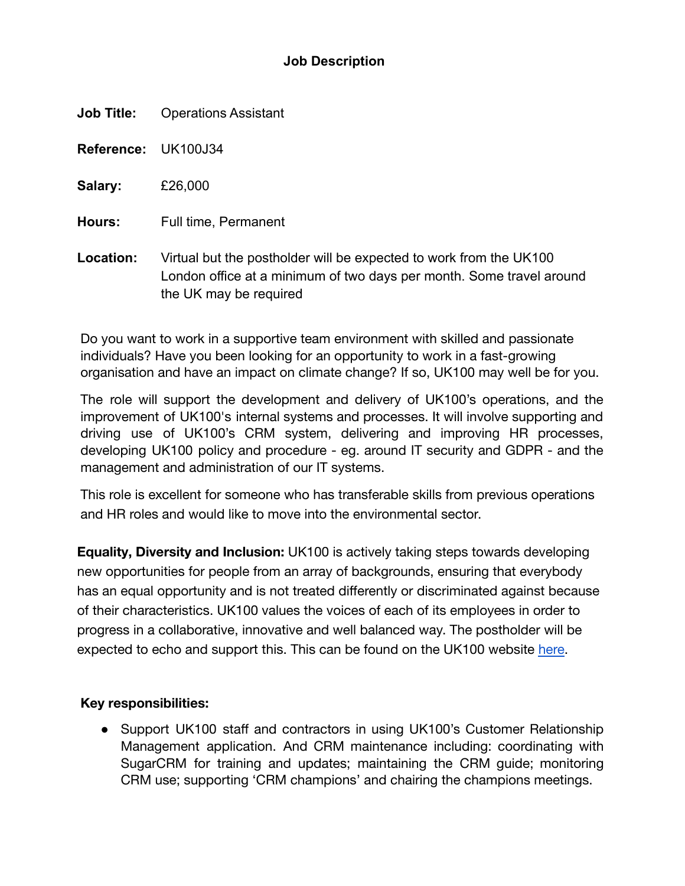# Job Description

**Job Title:** Operations Assistant

**Reference:** UK100J34

**Salary:** £26,000

**Hours:** Full time, Permanent

**Location:** Virtual but the postholder will be expected to work from the UK100 London office at a minimum of two days per month. Some travel around the UK may be required

Do you want to work in a supportive team environment with skilled and passionate individuals? Have you been looking for an opportunity to work in a fast-growing organisation and have an impact on climate change? If so, UK100 may well be for you.

The role will support the development and delivery of UK100's operations, and the improvement of UK100's internal systems and processes. It will involve supporting and driving use of UK100's CRM system, delivering and improving HR processes, developing UK100 policy and procedure - eg. around IT security and GDPR - and the management and administration of our IT systems.

This role is excellent for someone who has transferable skills from previous operations and HR roles and would like to move into the environmental sector.

**Equality, Diversity and Inclusion:** UK100 is actively taking steps towards developing new opportunities for people from an array of backgrounds, ensuring that everybody has an equal opportunity and is not treated differently or discriminated against because of their characteristics. UK100 values the voices of each of its employees in order to progress in a collaborative, innovative and well balanced way. The postholder will be expected to echo and support this. This can be found on the UK100 website here.

**Key responsibilities:**

- Support UK100 staff and contractors in using UK100's Customer Relationship Management application. And CRM maintenance including: coordinating with SugarCRM for training and updates; maintaining the CRM guide; monitoring CRM use; supporting 'CRM champions' and chairing the champions meetings.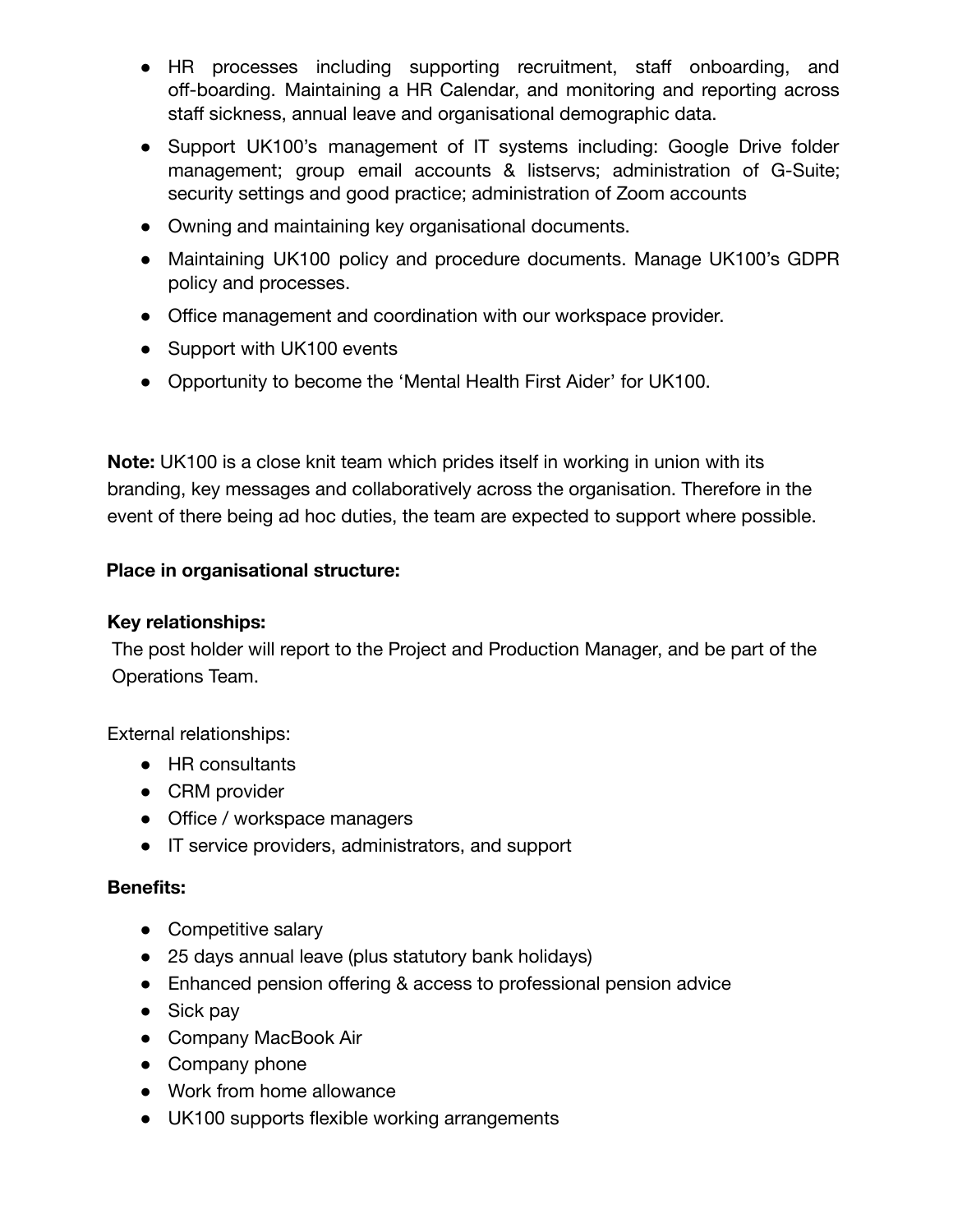- HR processes including supporting recruitment, staff onboarding, and off-boarding. Maintaining a HR Calendar, and monitoring and reporting across staff sickness, annual leave and organisational demographic data.
- Support UK100's management of IT systems including: Google Drive folder management; group email accounts & listservs; administration of G-Suite; security settings and good practice; administration of Zoom accounts
- Owning and maintaining key organisational documents.
- Maintaining UK100 policy and procedure documents. Manage UK100's GDPR policy and processes.
- Office management and coordination with our workspace provider.
- Support with UK100 events
- Opportunity to become the 'Mental Health First Aider' for UK100.

**Note:** UK100 is a close knit team which prides itself in working in union with its branding, key messages and collaboratively across the organisation. Therefore in the event of there being ad hoc duties, the team are expected to support where possible.

**Place in organisational structure:**

**Key relationships:**

The post holder will report to the Project and Production Manager, and be part of the Operations Team.

External relationships:

- HR consultants
- CRM provider
- Office / workspace managers
- IT service providers, administrators, and support

**Benefits:**

- Competitive salary
- 25 days annual leave (plus statutory bank holidays)
- Enhanced pension offering & access to professional pension advice
- Sick pay
- Company MacBook Air
- Company phone
- Work from home allowance
- UK100 supports flexible working arrangements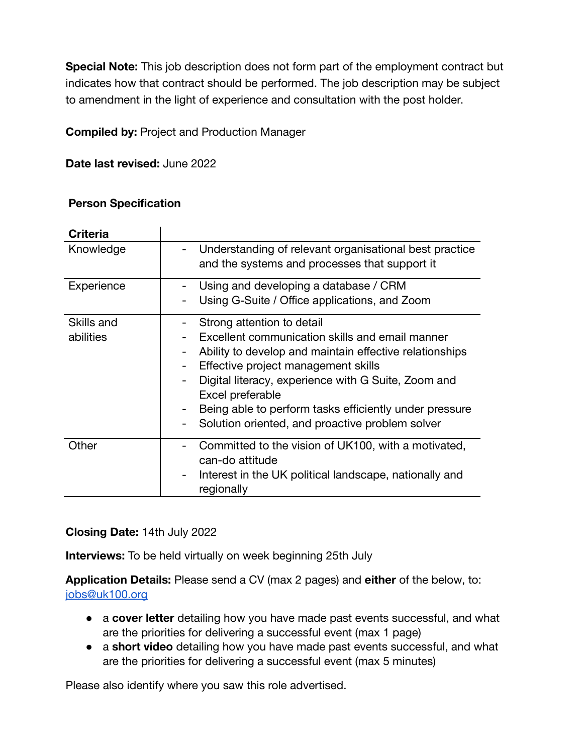**Special Note:** This job description does not form part of the employment contract but indicates how that contract should be performed. The job description may be subject to amendment in the light of experience and consultation with the post holder.

**Compiled by:** Project and Production Manager

**Date last revised:** June 2022

**Person Specification**

| Criteria | |
|---|---|
| Knowledge | - Understanding of relevant organisational best practice and the systems and processes that support it |
| Experience | - Using and developing a database / CRM<br>- Using G-Suite / Office applications, and Zoom |
| Skills and abilities | - Strong attention to detail<br>- Excellent communication skills and email manner<br>- Ability to develop and maintain effective relationships<br>- Effective project management skills<br>- Digital literacy, experience with G Suite, Zoom and Excel preferable<br>- Being able to perform tasks efficiently under pressure<br>- Solution oriented, and proactive problem solver |
| Other | - Committed to the vision of UK100, with a motivated, can-do attitude<br>- Interest in the UK political landscape, nationally and regionally |

**Closing Date:** 14th July 2022

**Interviews:** To be held virtually on week beginning 25th July

**Application Details:** Please send a CV (max 2 pages) and **either** of the below, to: jobs@uk100.org

- a **cover letter** detailing how you have made past events successful, and what are the priorities for delivering a successful event (max 1 page)
- a **short video** detailing how you have made past events successful, and what are the priorities for delivering a successful event (max 5 minutes)

Please also identify where you saw this role advertised.